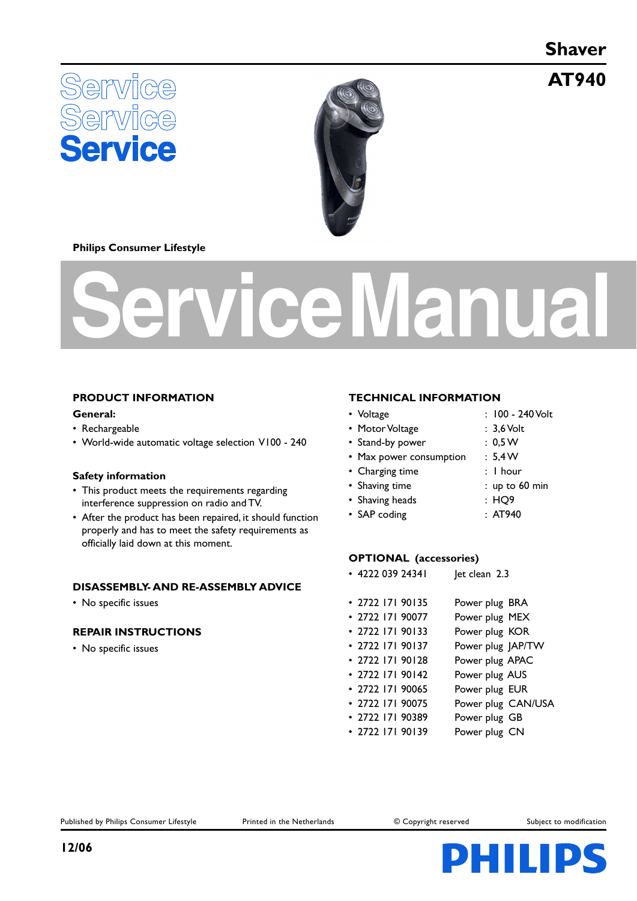# Shaver

# AT940

Service
Service
Service

Philips Consumer Lifestyle

# Service Manual

## PRODUCT INFORMATION

**General:**

- Rechargeable
- World-wide automatic voltage selection V100 - 240

**Safety information**

- This product meets the requirements regarding interference suppression on radio and TV.
- After the product has been repaired, it should function properly and has to meet the safety requirements as officially laid down at this moment.

## DISASSEMBLY- AND RE-ASSEMBLY ADVICE

- No specific issues

## REPAIR INSTRUCTIONS

- No specific issues

## TECHNICAL INFORMATION

- Voltage : 100 - 240 Volt
- Motor Voltage : 3,6 Volt
- Stand-by power : 0,5 W
- Max power consumption : 5,4 W
- Charging time : 1 hour
- Shaving time : up to 60 min
- Shaving heads : HQ9
- SAP coding : AT940

## OPTIONAL (accessories)

- 4222 039 24341 Jet clean 2.3

- 2722 171 90135 Power plug BRA
- 2722 171 90077 Power plug MEX
- 2722 171 90133 Power plug KOR
- 2722 171 90137 Power plug JAP/TW
- 2722 171 90128 Power plug APAC
- 2722 171 90142 Power plug AUS
- 2722 171 90065 Power plug EUR
- 2722 171 90075 Power plug CAN/USA
- 2722 171 90389 Power plug GB
- 2722 171 90139 Power plug CN

Published by Philips Consumer Lifestyle | Printed in the Netherlands | © Copyright reserved | Subject to modification

12/06

PHILIPS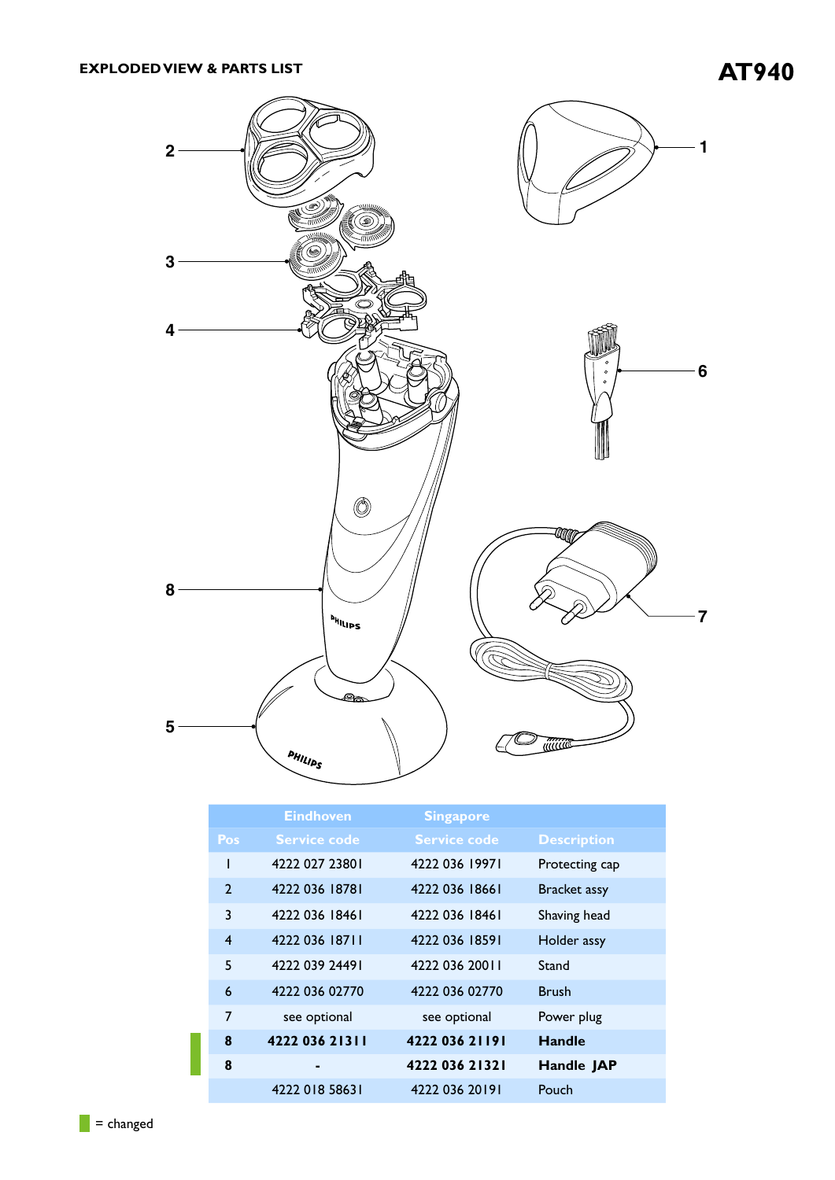**EXPLODED VIEW & PARTS LIST**

# AT940

1
2
3
4
5
6
7
8

PHILIPS

PHILIPS

| | Eindhoven | Singapore | |
|---|---|---|---|
| Pos | Service code | Service code | Description |
| 1 | 4222 027 23801 | 4222 036 19971 | Protecting cap |
| 2 | 4222 036 18781 | 4222 036 18661 | Bracket assy |
| 3 | 4222 036 18461 | 4222 036 18461 | Shaving head |
| 4 | 4222 036 18711 | 4222 036 18591 | Holder assy |
| 5 | 4222 039 24491 | 4222 036 20011 | Stand |
| 6 | 4222 036 02770 | 4222 036 02770 | Brush |
| 7 | see optional | see optional | Power plug |
| **8** | **4222 036 21311** | **4222 036 21191** | **Handle** |
| **8** | **-** | **4222 036 21321** | **Handle JAP** |
| | 4222 018 58631 | 4222 036 20191 | Pouch |

= changed